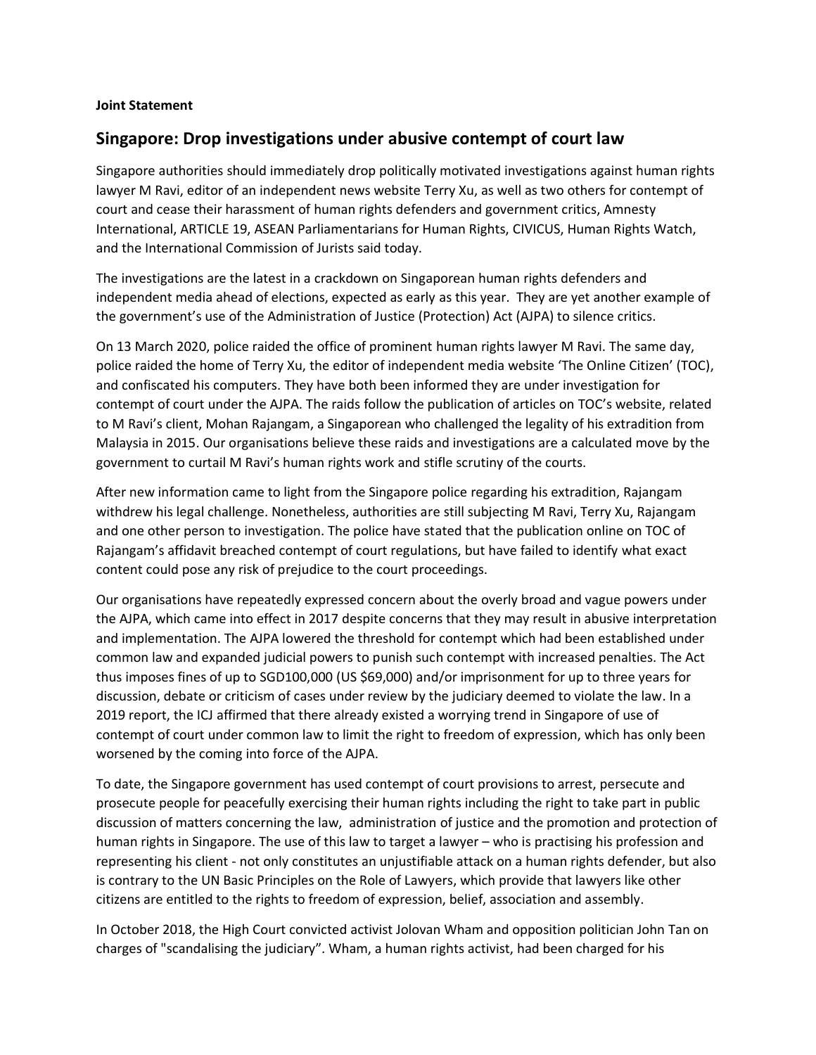**Joint Statement**

## Singapore: Drop investigations under abusive contempt of court law

Singapore authorities should immediately drop politically motivated investigations against human rights lawyer M Ravi, editor of an independent news website Terry Xu, as well as two others for contempt of court and cease their harassment of human rights defenders and government critics, Amnesty International, ARTICLE 19, ASEAN Parliamentarians for Human Rights, CIVICUS, Human Rights Watch, and the International Commission of Jurists said today.

The investigations are the latest in a crackdown on Singaporean human rights defenders and independent media ahead of elections, expected as early as this year. They are yet another example of the government's use of the Administration of Justice (Protection) Act (AJPA) to silence critics.

On 13 March 2020, police raided the office of prominent human rights lawyer M Ravi. The same day, police raided the home of Terry Xu, the editor of independent media website 'The Online Citizen' (TOC), and confiscated his computers. They have both been informed they are under investigation for contempt of court under the AJPA. The raids follow the publication of articles on TOC's website, related to M Ravi's client, Mohan Rajangam, a Singaporean who challenged the legality of his extradition from Malaysia in 2015. Our organisations believe these raids and investigations are a calculated move by the government to curtail M Ravi's human rights work and stifle scrutiny of the courts.

After new information came to light from the Singapore police regarding his extradition, Rajangam withdrew his legal challenge. Nonetheless, authorities are still subjecting M Ravi, Terry Xu, Rajangam and one other person to investigation. The police have stated that the publication online on TOC of Rajangam's affidavit breached contempt of court regulations, but have failed to identify what exact content could pose any risk of prejudice to the court proceedings.

Our organisations have repeatedly expressed concern about the overly broad and vague powers under the AJPA, which came into effect in 2017 despite concerns that they may result in abusive interpretation and implementation. The AJPA lowered the threshold for contempt which had been established under common law and expanded judicial powers to punish such contempt with increased penalties. The Act thus imposes fines of up to SGD100,000 (US $69,000) and/or imprisonment for up to three years for discussion, debate or criticism of cases under review by the judiciary deemed to violate the law. In a 2019 report, the ICJ affirmed that there already existed a worrying trend in Singapore of use of contempt of court under common law to limit the right to freedom of expression, which has only been worsened by the coming into force of the AJPA.

To date, the Singapore government has used contempt of court provisions to arrest, persecute and prosecute people for peacefully exercising their human rights including the right to take part in public discussion of matters concerning the law, administration of justice and the promotion and protection of human rights in Singapore. The use of this law to target a lawyer – who is practising his profession and representing his client - not only constitutes an unjustifiable attack on a human rights defender, but also is contrary to the UN Basic Principles on the Role of Lawyers, which provide that lawyers like other citizens are entitled to the rights to freedom of expression, belief, association and assembly.

In October 2018, the High Court convicted activist Jolovan Wham and opposition politician John Tan on charges of "scandalising the judiciary". Wham, a human rights activist, had been charged for his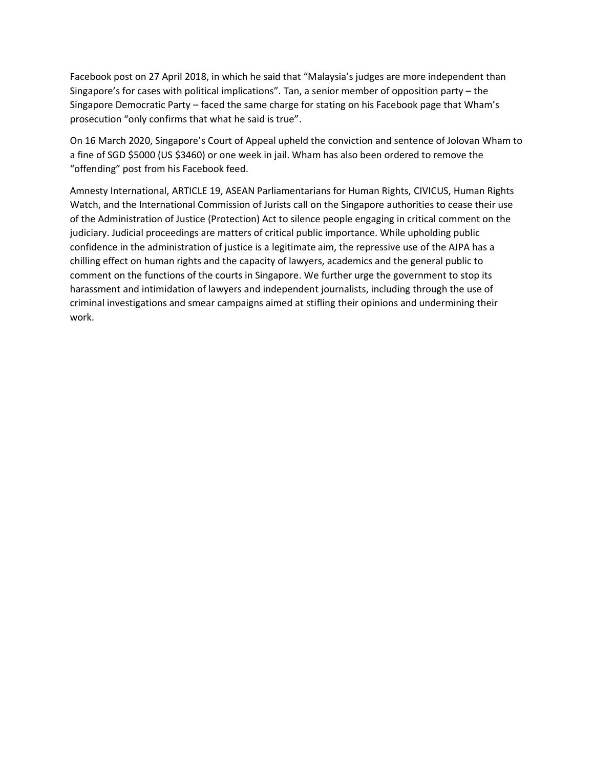Facebook post on 27 April 2018, in which he said that "Malaysia's judges are more independent than Singapore's for cases with political implications". Tan, a senior member of opposition party – the Singapore Democratic Party – faced the same charge for stating on his Facebook page that Wham's prosecution "only confirms that what he said is true".

On 16 March 2020, Singapore's Court of Appeal upheld the conviction and sentence of Jolovan Wham to a fine of SGD $5000 (US $3460) or one week in jail. Wham has also been ordered to remove the "offending" post from his Facebook feed.

Amnesty International, ARTICLE 19, ASEAN Parliamentarians for Human Rights, CIVICUS, Human Rights Watch, and the International Commission of Jurists call on the Singapore authorities to cease their use of the Administration of Justice (Protection) Act to silence people engaging in critical comment on the judiciary. Judicial proceedings are matters of critical public importance. While upholding public confidence in the administration of justice is a legitimate aim, the repressive use of the AJPA has a chilling effect on human rights and the capacity of lawyers, academics and the general public to comment on the functions of the courts in Singapore. We further urge the government to stop its harassment and intimidation of lawyers and independent journalists, including through the use of criminal investigations and smear campaigns aimed at stifling their opinions and undermining their work.